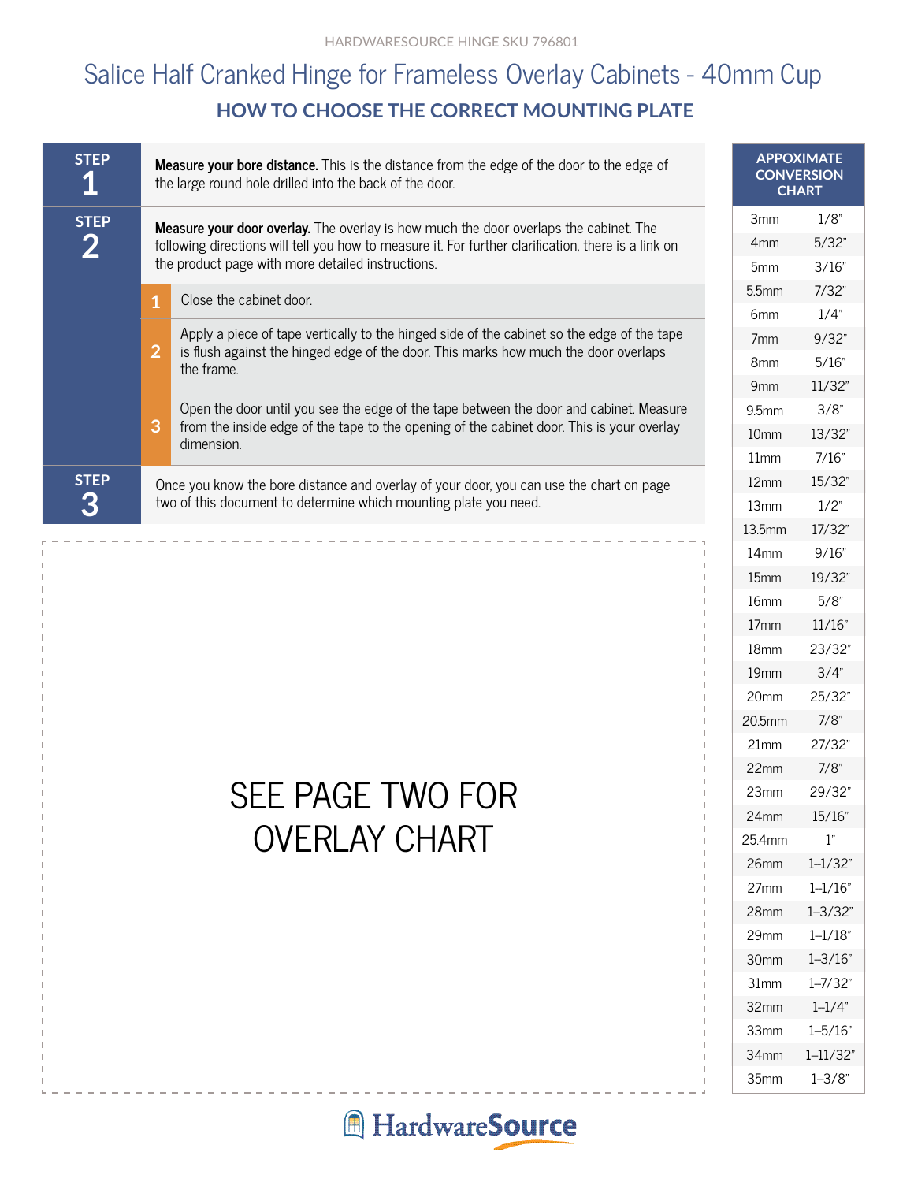HARDWARESOURCE HINGE SKU 796801

# Salice Half Cranked Hinge for Frameless Overlay Cabinets - 40mm Cup

## HOW TO CHOOSE THE CORRECT MOUNTING PLATE

**STEP 1**

**Measure your bore distance.** This is the distance from the edge of the door to the edge of the large round hole drilled into the back of the door.

**STEP 2**

**Measure your door overlay.** The overlay is how much the door overlaps the cabinet. The following directions will tell you how to measure it. For further clarification, there is a link on the product page with more detailed instructions.

1. Close the cabinet door.
2. Apply a piece of tape vertically to the hinged side of the cabinet so the edge of the tape is flush against the hinged edge of the door. This marks how much the door overlaps the frame.
3. Open the door until you see the edge of the tape between the door and cabinet. Measure from the inside edge of the tape to the opening of the cabinet door. This is your overlay dimension.

**STEP 3**

Once you know the bore distance and overlay of your door, you can use the chart on page two of this document to determine which mounting plate you need.

SEE PAGE TWO FOR OVERLAY CHART

| APPOXIMATE CONVERSION CHART | |
|---|---|
| 3mm | 1/8" |
| 4mm | 5/32" |
| 5mm | 3/16" |
| 5.5mm | 7/32" |
| 6mm | 1/4" |
| 7mm | 9/32" |
| 8mm | 5/16" |
| 9mm | 11/32" |
| 9.5mm | 3/8" |
| 10mm | 13/32" |
| 11mm | 7/16" |
| 12mm | 15/32" |
| 13mm | 1/2" |
| 13.5mm | 17/32" |
| 14mm | 9/16" |
| 15mm | 19/32" |
| 16mm | 5/8" |
| 17mm | 11/16" |
| 18mm | 23/32" |
| 19mm | 3/4" |
| 20mm | 25/32" |
| 20.5mm | 7/8" |
| 21mm | 27/32" |
| 22mm | 7/8" |
| 23mm | 29/32" |
| 24mm | 15/16" |
| 25.4mm | 1" |
| 26mm | 1-1/32" |
| 27mm | 1-1/16" |
| 28mm | 1-3/32" |
| 29mm | 1-1/18" |
| 30mm | 1-3/16" |
| 31mm | 1-7/32" |
| 32mm | 1-1/4" |
| 33mm | 1-5/16" |
| 34mm | 1-11/32" |
| 35mm | 1-3/8" |

HardwareSource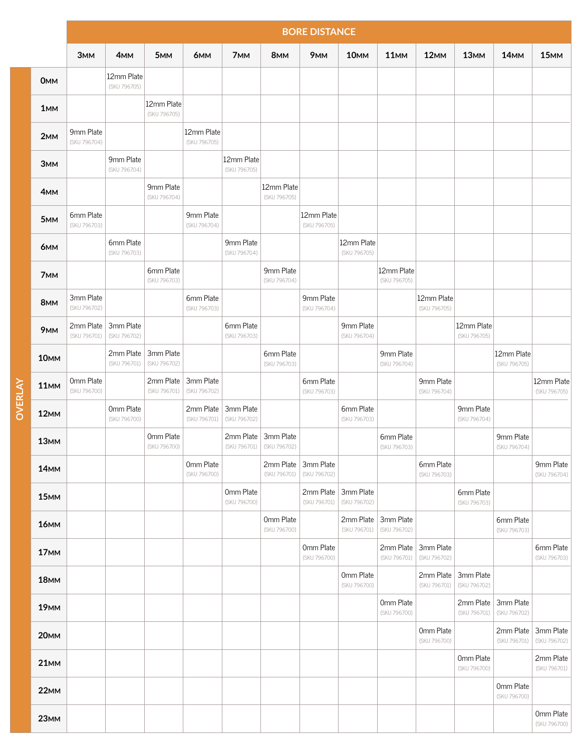| | BORE DISTANCE | | | | | | | | | | | | |
|---|---|---|---|---|---|---|---|---|---|---|---|---|---|
| OVERLAY | 3mm | 4mm | 5mm | 6mm | 7mm | 8mm | 9mm | 10mm | 11mm | 12mm | 13mm | 14mm | 15mm |
| 0mm | | 12mm Plate (SKU 796705) | | | | | | | | | | | |
| 1mm | | | 12mm Plate (SKU 796705) | | | | | | | | | | |
| 2mm | 9mm Plate (SKU 796704) | | | 12mm Plate (SKU 796705) | | | | | | | | | |
| 3mm | | 9mm Plate (SKU 796704) | | | 12mm Plate (SKU 796705) | | | | | | | | |
| 4mm | | | 9mm Plate (SKU 796704) | | | 12mm Plate (SKU 796705) | | | | | | | |
| 5mm | 6mm Plate (SKU 796703) | | | 9mm Plate (SKU 796704) | | | 12mm Plate (SKU 796705) | | | | | | |
| 6mm | | 6mm Plate (SKU 796703) | | | 9mm Plate (SKU 796704) | | | 12mm Plate (SKU 796705) | | | | | |
| 7mm | | | 6mm Plate (SKU 796703) | | | 9mm Plate (SKU 796704) | | | 12mm Plate (SKU 796705) | | | | |
| 8mm | 3mm Plate (SKU 796702) | | | 6mm Plate (SKU 796703) | | | 9mm Plate (SKU 796704) | | | 12mm Plate (SKU 796705) | | | |
| 9mm | 2mm Plate (SKU 796701) | 3mm Plate (SKU 796702) | | | 6mm Plate (SKU 796703) | | | 9mm Plate (SKU 796704) | | | 12mm Plate (SKU 796705) | | |
| 10mm | | 2mm Plate (SKU 796701) | 3mm Plate (SKU 796702) | | | 6mm Plate (SKU 796703) | | | 9mm Plate (SKU 796704) | | | 12mm Plate (SKU 796705) | |
| 11mm | 0mm Plate (SKU 796700) | | 2mm Plate (SKU 796701) | 3mm Plate (SKU 796702) | | | 6mm Plate (SKU 796703) | | | 9mm Plate (SKU 796704) | | | 12mm Plate (SKU 796705) |
| 12mm | | 0mm Plate (SKU 796700) | | 2mm Plate (SKU 796701) | 3mm Plate (SKU 796702) | | | 6mm Plate (SKU 796703) | | | 9mm Plate (SKU 796704) | | |
| 13mm | | | 0mm Plate (SKU 796700) | | 2mm Plate (SKU 796701) | 3mm Plate (SKU 796702) | | | 6mm Plate (SKU 796703) | | | 9mm Plate (SKU 796704) | |
| 14mm | | | | 0mm Plate (SKU 796700) | | 2mm Plate (SKU 796701) | 3mm Plate (SKU 796702) | | | 6mm Plate (SKU 796703) | | | 9mm Plate (SKU 796704) |
| 15mm | | | | | 0mm Plate (SKU 796700) | | 2mm Plate (SKU 796701) | 3mm Plate (SKU 796702) | | | 6mm Plate (SKU 796703) | | |
| 16mm | | | | | | 0mm Plate (SKU 796700) | | 2mm Plate (SKU 796701) | 3mm Plate (SKU 796702) | | | 6mm Plate (SKU 796703) | |
| 17mm | | | | | | | 0mm Plate (SKU 796700) | | 2mm Plate (SKU 796701) | 3mm Plate (SKU 796702) | | | 6mm Plate (SKU 796703) |
| 18mm | | | | | | | | 0mm Plate (SKU 796700) | | 2mm Plate (SKU 796701) | 3mm Plate (SKU 796702) | | |
| 19mm | | | | | | | | | 0mm Plate (SKU 796700) | | 2mm Plate (SKU 796701) | 3mm Plate (SKU 796702) | |
| 20mm | | | | | | | | | | 0mm Plate (SKU 796700) | | 2mm Plate (SKU 796701) | 3mm Plate (SKU 796702) |
| 21mm | | | | | | | | | | | 0mm Plate (SKU 796700) | | 2mm Plate (SKU 796701) |
| 22mm | | | | | | | | | | | | 0mm Plate (SKU 796700) | |
| 23mm | | | | | | | | | | | | | 0mm Plate (SKU 796700) |